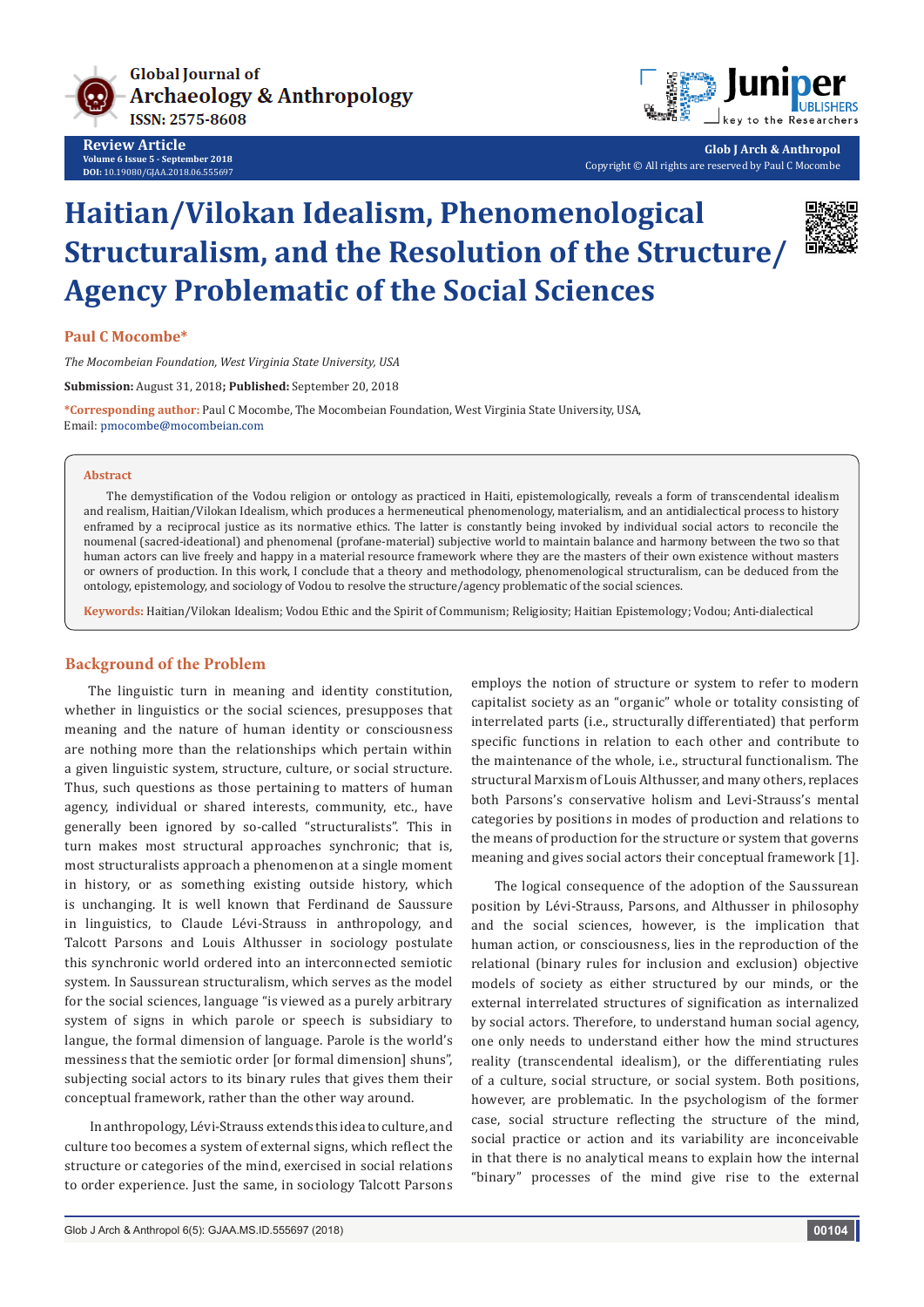Review Article

Volume 6 Issue 5 - September 2018

DOI: 10.19080/GJAA.2018.06.555697

Copyright © All rights are reserved by Paul C Mocombe

# Haitian/Vilokan Idealism, Phenomenological Structuralism, and the Resolution of the Structure/Agency Problematic of the Social Sciences

**Paul C Mocombe***

*The Mocombeian Foundation, West Virginia State University, USA*

**Submission:** August 31, 2018**; Published:** September 20, 2018

***Corresponding author:** Paul C Mocombe, The Mocombeian Foundation, West Virginia State University, USA, Email: pmocombe@mocombeian.com

## Abstract

The demystification of the Vodou religion or ontology as practiced in Haiti, epistemologically, reveals a form of transcendental idealism and realism, Haitian/Vilokan Idealism, which produces a hermeneutical phenomenology, materialism, and an antidialectical process to history enframed by a reciprocal justice as its normative ethics. The latter is constantly being invoked by individual social actors to reconcile the noumenal (sacred-ideational) and phenomenal (profane-material) subjective world to maintain balance and harmony between the two so that human actors can live freely and happy in a material resource framework where they are the masters of their own existence without masters or owners of production. In this work, I conclude that a theory and methodology, phenomenological structuralism, can be deduced from the ontology, epistemology, and sociology of Vodou to resolve the structure/agency problematic of the social sciences.

**Keywords:** Haitian/Vilokan Idealism; Vodou Ethic and the Spirit of Communism; Religiosity; Haitian Epistemology; Vodou; Anti-dialectical

## Background of the Problem

The linguistic turn in meaning and identity constitution, whether in linguistics or the social sciences, presupposes that meaning and the nature of human identity or consciousness are nothing more than the relationships which pertain within a given linguistic system, structure, culture, or social structure. Thus, such questions as those pertaining to matters of human agency, individual or shared interests, community, etc., have generally been ignored by so-called "structuralists". This in turn makes most structural approaches synchronic; that is, most structuralists approach a phenomenon at a single moment in history, or as something existing outside history, which is unchanging. It is well known that Ferdinand de Saussure in linguistics, to Claude Lévi-Strauss in anthropology, and Talcott Parsons and Louis Althusser in sociology postulate this synchronic world ordered into an interconnected semiotic system. In Saussurean structuralism, which serves as the model for the social sciences, language "is viewed as a purely arbitrary system of signs in which parole or speech is subsidiary to langue, the formal dimension of language. Parole is the world's messiness that the semiotic order [or formal dimension] shuns", subjecting social actors to its binary rules that gives them their conceptual framework, rather than the other way around.

In anthropology, Lévi-Strauss extends this idea to culture, and culture too becomes a system of external signs, which reflect the structure or categories of the mind, exercised in social relations to order experience. Just the same, in sociology Talcott Parsons employs the notion of structure or system to refer to modern capitalist society as an "organic" whole or totality consisting of interrelated parts (i.e., structurally differentiated) that perform specific functions in relation to each other and contribute to the maintenance of the whole, i.e., structural functionalism. The structural Marxism of Louis Althusser, and many others, replaces both Parsons's conservative holism and Levi-Strauss's mental categories by positions in modes of production and relations to the means of production for the structure or system that governs meaning and gives social actors their conceptual framework [1].

The logical consequence of the adoption of the Saussurean position by Lévi-Strauss, Parsons, and Althusser in philosophy and the social sciences, however, is the implication that human action, or consciousness, lies in the reproduction of the relational (binary rules for inclusion and exclusion) objective models of society as either structured by our minds, or the external interrelated structures of signification as internalized by social actors. Therefore, to understand human social agency, one only needs to understand either how the mind structures reality (transcendental idealism), or the differentiating rules of a culture, social structure, or social system. Both positions, however, are problematic. In the psychologism of the former case, social structure reflecting the structure of the mind, social practice or action and its variability are inconceivable in that there is no analytical means to explain how the internal "binary" processes of the mind give rise to the external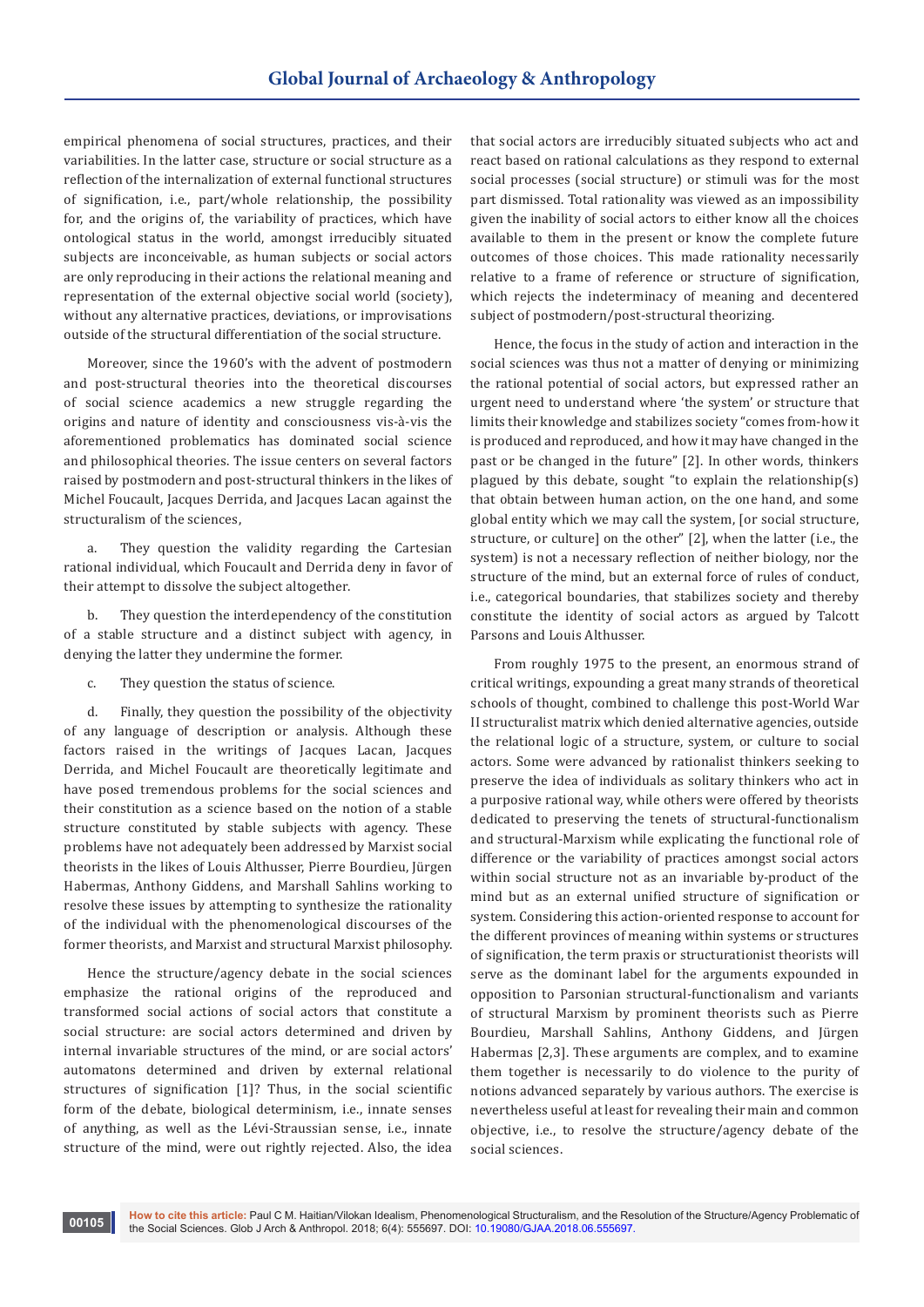empirical phenomena of social structures, practices, and their variabilities. In the latter case, structure or social structure as a reflection of the internalization of external functional structures of signification, i.e., part/whole relationship, the possibility for, and the origins of, the variability of practices, which have ontological status in the world, amongst irreducibly situated subjects are inconceivable, as human subjects or social actors are only reproducing in their actions the relational meaning and representation of the external objective social world (society), without any alternative practices, deviations, or improvisations outside of the structural differentiation of the social structure.

Moreover, since the 1960's with the advent of postmodern and post-structural theories into the theoretical discourses of social science academics a new struggle regarding the origins and nature of identity and consciousness vis-à-vis the aforementioned problematics has dominated social science and philosophical theories. The issue centers on several factors raised by postmodern and post-structural thinkers in the likes of Michel Foucault, Jacques Derrida, and Jacques Lacan against the structuralism of the sciences,

a. They question the validity regarding the Cartesian rational individual, which Foucault and Derrida deny in favor of their attempt to dissolve the subject altogether.

b. They question the interdependency of the constitution of a stable structure and a distinct subject with agency, in denying the latter they undermine the former.

c. They question the status of science.

d. Finally, they question the possibility of the objectivity of any language of description or analysis. Although these factors raised in the writings of Jacques Lacan, Jacques Derrida, and Michel Foucault are theoretically legitimate and have posed tremendous problems for the social sciences and their constitution as a science based on the notion of a stable structure constituted by stable subjects with agency. These problems have not adequately been addressed by Marxist social theorists in the likes of Louis Althusser, Pierre Bourdieu, Jürgen Habermas, Anthony Giddens, and Marshall Sahlins working to resolve these issues by attempting to synthesize the rationality of the individual with the phenomenological discourses of the former theorists, and Marxist and structural Marxist philosophy.

Hence the structure/agency debate in the social sciences emphasize the rational origins of the reproduced and transformed social actions of social actors that constitute a social structure: are social actors determined and driven by internal invariable structures of the mind, or are social actors' automatons determined and driven by external relational structures of signification [1]? Thus, in the social scientific form of the debate, biological determinism, i.e., innate senses of anything, as well as the Lévi-Straussian sense, i.e., innate structure of the mind, were out rightly rejected. Also, the idea that social actors are irreducibly situated subjects who act and react based on rational calculations as they respond to external social processes (social structure) or stimuli was for the most part dismissed. Total rationality was viewed as an impossibility given the inability of social actors to either know all the choices available to them in the present or know the complete future outcomes of those choices. This made rationality necessarily relative to a frame of reference or structure of signification, which rejects the indeterminacy of meaning and decentered subject of postmodern/post-structural theorizing.

Hence, the focus in the study of action and interaction in the social sciences was thus not a matter of denying or minimizing the rational potential of social actors, but expressed rather an urgent need to understand where 'the system' or structure that limits their knowledge and stabilizes society "comes from-how it is produced and reproduced, and how it may have changed in the past or be changed in the future" [2]. In other words, thinkers plagued by this debate, sought "to explain the relationship(s) that obtain between human action, on the one hand, and some global entity which we may call the system, [or social structure, structure, or culture] on the other" [2], when the latter (i.e., the system) is not a necessary reflection of neither biology, nor the structure of the mind, but an external force of rules of conduct, i.e., categorical boundaries, that stabilizes society and thereby constitute the identity of social actors as argued by Talcott Parsons and Louis Althusser.

From roughly 1975 to the present, an enormous strand of critical writings, expounding a great many strands of theoretical schools of thought, combined to challenge this post-World War II structuralist matrix which denied alternative agencies, outside the relational logic of a structure, system, or culture to social actors. Some were advanced by rationalist thinkers seeking to preserve the idea of individuals as solitary thinkers who act in a purposive rational way, while others were offered by theorists dedicated to preserving the tenets of structural-functionalism and structural-Marxism while explicating the functional role of difference or the variability of practices amongst social actors within social structure not as an invariable by-product of the mind but as an external unified structure of signification or system. Considering this action-oriented response to account for the different provinces of meaning within systems or structures of signification, the term praxis or structurationist theorists will serve as the dominant label for the arguments expounded in opposition to Parsonian structural-functionalism and variants of structural Marxism by prominent theorists such as Pierre Bourdieu, Marshall Sahlins, Anthony Giddens, and Jürgen Habermas [2,3]. These arguments are complex, and to examine them together is necessarily to do violence to the purity of notions advanced separately by various authors. The exercise is nevertheless useful at least for revealing their main and common objective, i.e., to resolve the structure/agency debate of the social sciences.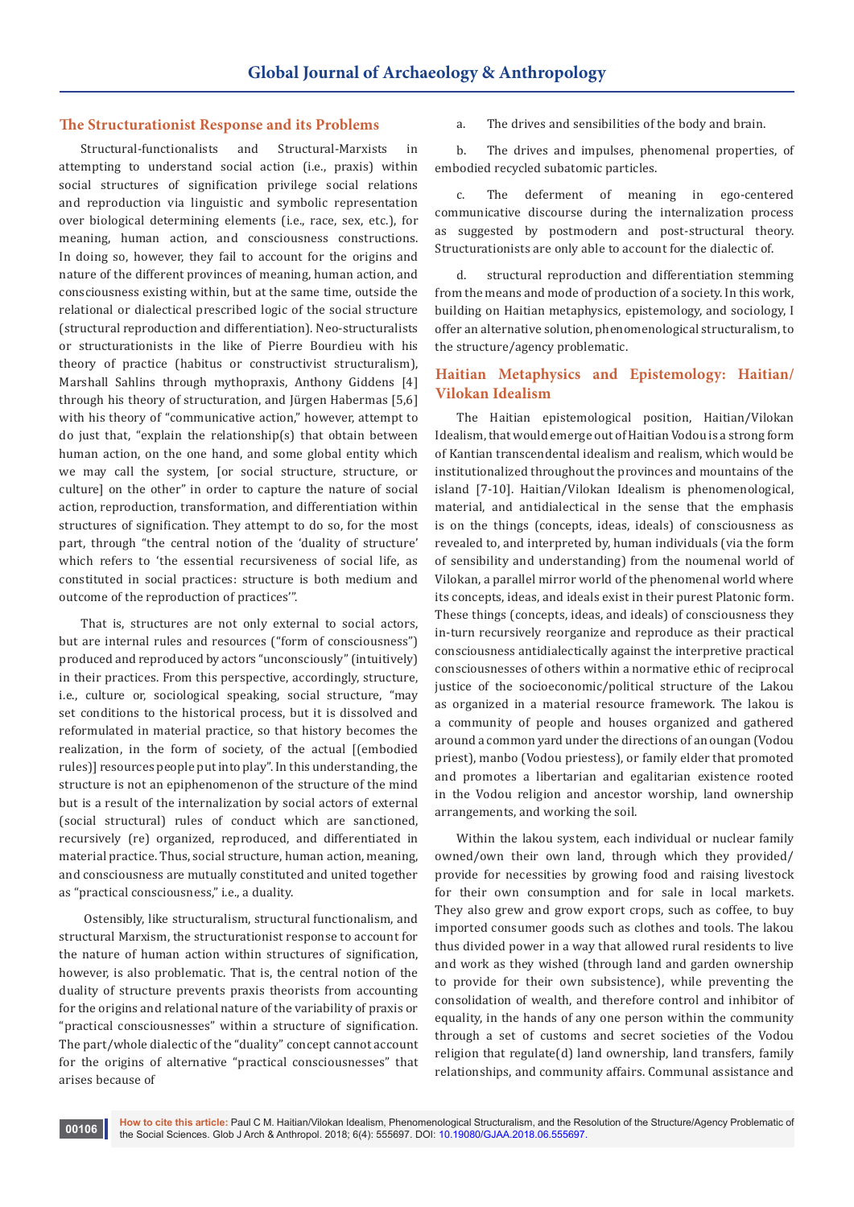## The Structurationist Response and its Problems

Structural-functionalists and Structural-Marxists in attempting to understand social action (i.e., praxis) within social structures of signification privilege social relations and reproduction via linguistic and symbolic representation over biological determining elements (i.e., race, sex, etc.), for meaning, human action, and consciousness constructions. In doing so, however, they fail to account for the origins and nature of the different provinces of meaning, human action, and consciousness existing within, but at the same time, outside the relational or dialectical prescribed logic of the social structure (structural reproduction and differentiation). Neo-structuralists or structurationists in the like of Pierre Bourdieu with his theory of practice (habitus or constructivist structuralism), Marshall Sahlins through mythopraxis, Anthony Giddens [4] through his theory of structuration, and Jürgen Habermas [5,6] with his theory of "communicative action," however, attempt to do just that, "explain the relationship(s) that obtain between human action, on the one hand, and some global entity which we may call the system, [or social structure, structure, or culture] on the other" in order to capture the nature of social action, reproduction, transformation, and differentiation within structures of signification. They attempt to do so, for the most part, through "the central notion of the 'duality of structure' which refers to 'the essential recursiveness of social life, as constituted in social practices: structure is both medium and outcome of the reproduction of practices'".

That is, structures are not only external to social actors, but are internal rules and resources ("form of consciousness") produced and reproduced by actors "unconsciously" (intuitively) in their practices. From this perspective, accordingly, structure, i.e., culture or, sociologically speaking, social structure, "may set conditions to the historical process, but it is dissolved and reformulated in material practice, so that history becomes the realization, in the form of society, of the actual [(embodied rules)] resources people put into play". In this understanding, the structure is not an epiphenomenon of the structure of the mind but is a result of the internalization by social actors of external (social structural) rules of conduct which are sanctioned, recursively (re) organized, reproduced, and differentiated in material practice. Thus, social structure, human action, meaning, and consciousness are mutually constituted and united together as "practical consciousness," i.e., a duality.

Ostensibly, like structuralism, structural functionalism, and structural Marxism, the structurationist response to account for the nature of human action within structures of signification, however, is also problematic. That is, the central notion of the duality of structure prevents praxis theorists from accounting for the origins and relational nature of the variability of praxis or "practical consciousnesses" within a structure of signification. The part/whole dialectic of the "duality" concept cannot account for the origins of alternative "practical consciousnesses" that arises because of

a. The drives and sensibilities of the body and brain.

b. The drives and impulses, phenomenal properties, of embodied recycled subatomic particles.

c. The deferment of meaning in ego-centered communicative discourse during the internalization process as suggested by postmodern and post-structural theory. Structurationists are only able to account for the dialectic of.

d. structural reproduction and differentiation stemming from the means and mode of production of a society. In this work, building on Haitian metaphysics, epistemology, and sociology, I offer an alternative solution, phenomenological structuralism, to the structure/agency problematic.

## Haitian Metaphysics and Epistemology: Haitian/Vilokan Idealism

The Haitian epistemological position, Haitian/Vilokan Idealism, that would emerge out of Haitian Vodou is a strong form of Kantian transcendental idealism and realism, which would be institutionalized throughout the provinces and mountains of the island [7-10]. Haitian/Vilokan Idealism is phenomenological, material, and antidialectical in the sense that the emphasis is on the things (concepts, ideas, ideals) of consciousness as revealed to, and interpreted by, human individuals (via the form of sensibility and understanding) from the noumenal world of Vilokan, a parallel mirror world of the phenomenal world where its concepts, ideas, and ideals exist in their purest Platonic form. These things (concepts, ideas, and ideals) of consciousness they in-turn recursively reorganize and reproduce as their practical consciousness antidialectically against the interpretive practical consciousnesses of others within a normative ethic of reciprocal justice of the socioeconomic/political structure of the Lakou as organized in a material resource framework. The lakou is a community of people and houses organized and gathered around a common yard under the directions of an oungan (Vodou priest), manbo (Vodou priestess), or family elder that promoted and promotes a libertarian and egalitarian existence rooted in the Vodou religion and ancestor worship, land ownership arrangements, and working the soil.

Within the lakou system, each individual or nuclear family owned/own their own land, through which they provided/provide for necessities by growing food and raising livestock for their own consumption and for sale in local markets. They also grew and grow export crops, such as coffee, to buy imported consumer goods such as clothes and tools. The lakou thus divided power in a way that allowed rural residents to live and work as they wished (through land and garden ownership to provide for their own subsistence), while preventing the consolidation of wealth, and therefore control and inhibitor of equality, in the hands of any one person within the community through a set of customs and secret societies of the Vodou religion that regulate(d) land ownership, land transfers, family relationships, and community affairs. Communal assistance and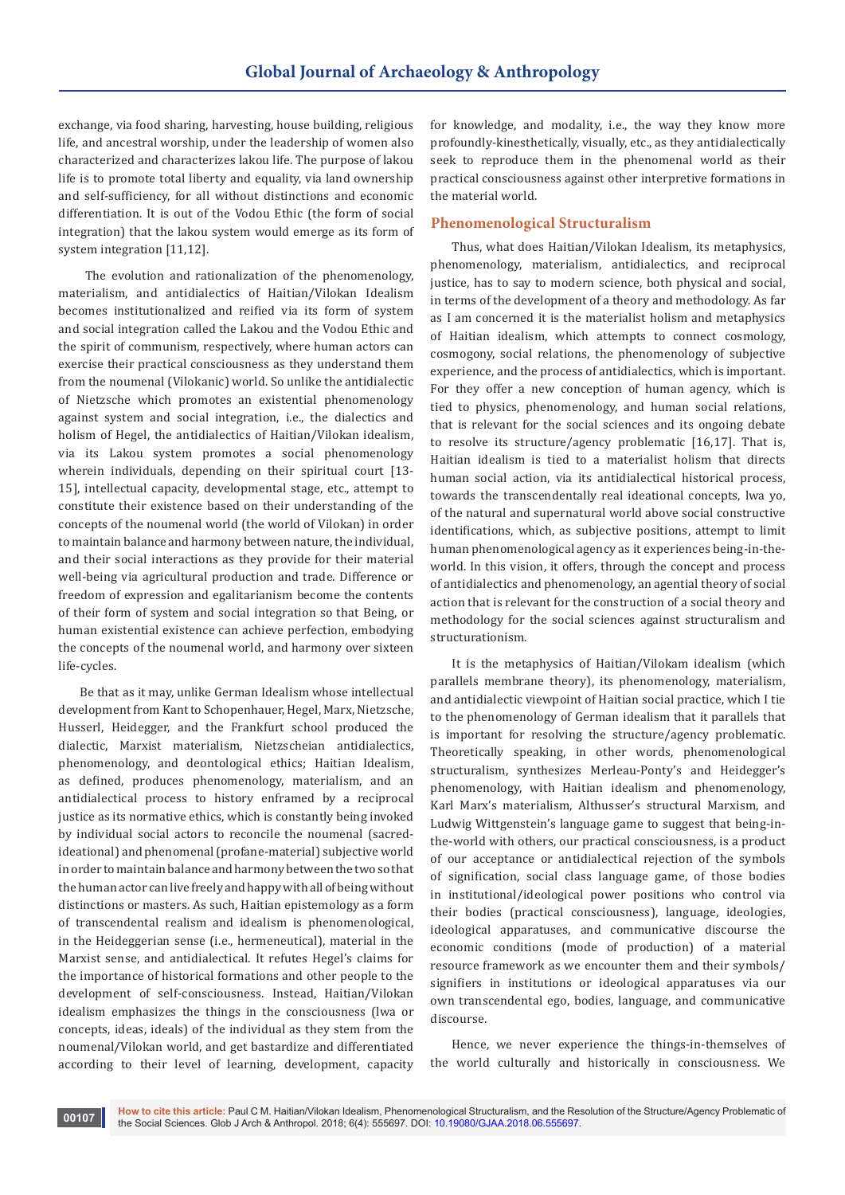exchange, via food sharing, harvesting, house building, religious life, and ancestral worship, under the leadership of women also characterized and characterizes lakou life. The purpose of lakou life is to promote total liberty and equality, via land ownership and self-sufficiency, for all without distinctions and economic differentiation. It is out of the Vodou Ethic (the form of social integration) that the lakou system would emerge as its form of system integration [11,12].

The evolution and rationalization of the phenomenology, materialism, and antidialectics of Haitian/Vilokan Idealism becomes institutionalized and reified via its form of system and social integration called the Lakou and the Vodou Ethic and the spirit of communism, respectively, where human actors can exercise their practical consciousness as they understand them from the noumenal (Vilokanic) world. So unlike the antidialectic of Nietzsche which promotes an existential phenomenology against system and social integration, i.e., the dialectics and holism of Hegel, the antidialectics of Haitian/Vilokan idealism, via its Lakou system promotes a social phenomenology wherein individuals, depending on their spiritual court [13-15], intellectual capacity, developmental stage, etc., attempt to constitute their existence based on their understanding of the concepts of the noumenal world (the world of Vilokan) in order to maintain balance and harmony between nature, the individual, and their social interactions as they provide for their material well-being via agricultural production and trade. Difference or freedom of expression and egalitarianism become the contents of their form of system and social integration so that Being, or human existential existence can achieve perfection, embodying the concepts of the noumenal world, and harmony over sixteen life-cycles.

Be that as it may, unlike German Idealism whose intellectual development from Kant to Schopenhauer, Hegel, Marx, Nietzsche, Husserl, Heidegger, and the Frankfurt school produced the dialectic, Marxist materialism, Nietzscheian antidialectics, phenomenology, and deontological ethics; Haitian Idealism, as defined, produces phenomenology, materialism, and an antidialectical process to history enframed by a reciprocal justice as its normative ethics, which is constantly being invoked by individual social actors to reconcile the noumenal (sacred-ideational) and phenomenal (profane-material) subjective world in order to maintain balance and harmony between the two so that the human actor can live freely and happy with all of being without distinctions or masters. As such, Haitian epistemology as a form of transcendental realism and idealism is phenomenological, in the Heideggerian sense (i.e., hermeneutical), material in the Marxist sense, and antidialectical. It refutes Hegel's claims for the importance of historical formations and other people to the development of self-consciousness. Instead, Haitian/Vilokan idealism emphasizes the things in the consciousness (lwa or concepts, ideas, ideals) of the individual as they stem from the noumenal/Vilokan world, and get bastardize and differentiated according to their level of learning, development, capacity for knowledge, and modality, i.e., the way they know more profoundly-kinesthetically, visually, etc., as they antidialectically seek to reproduce them in the phenomenal world as their practical consciousness against other interpretive formations in the material world.

## Phenomenological Structuralism

Thus, what does Haitian/Vilokan Idealism, its metaphysics, phenomenology, materialism, antidialectics, and reciprocal justice, has to say to modern science, both physical and social, in terms of the development of a theory and methodology. As far as I am concerned it is the materialist holism and metaphysics of Haitian idealism, which attempts to connect cosmology, cosmogony, social relations, the phenomenology of subjective experience, and the process of antidialectics, which is important. For they offer a new conception of human agency, which is tied to physics, phenomenology, and human social relations, that is relevant for the social sciences and its ongoing debate to resolve its structure/agency problematic [16,17]. That is, Haitian idealism is tied to a materialist holism that directs human social action, via its antidialectical historical process, towards the transcendentally real ideational concepts, lwa yo, of the natural and supernatural world above social constructive identifications, which, as subjective positions, attempt to limit human phenomenological agency as it experiences being-in-the-world. In this vision, it offers, through the concept and process of antidialectics and phenomenology, an agential theory of social action that is relevant for the construction of a social theory and methodology for the social sciences against structuralism and structurationism.

It is the metaphysics of Haitian/Vilokam idealism (which parallels membrane theory), its phenomenology, materialism, and antidialectic viewpoint of Haitian social practice, which I tie to the phenomenology of German idealism that it parallels that is important for resolving the structure/agency problematic. Theoretically speaking, in other words, phenomenological structuralism, synthesizes Merleau-Ponty's and Heidegger's phenomenology, with Haitian idealism and phenomenology, Karl Marx's materialism, Althusser's structural Marxism, and Ludwig Wittgenstein's language game to suggest that being-in-the-world with others, our practical consciousness, is a product of our acceptance or antidialectical rejection of the symbols of signification, social class language game, of those bodies in institutional/ideological power positions who control via their bodies (practical consciousness), language, ideologies, ideological apparatuses, and communicative discourse the economic conditions (mode of production) of a material resource framework as we encounter them and their symbols/signifiers in institutions or ideological apparatuses via our own transcendental ego, bodies, language, and communicative discourse.

Hence, we never experience the things-in-themselves of the world culturally and historically in consciousness. We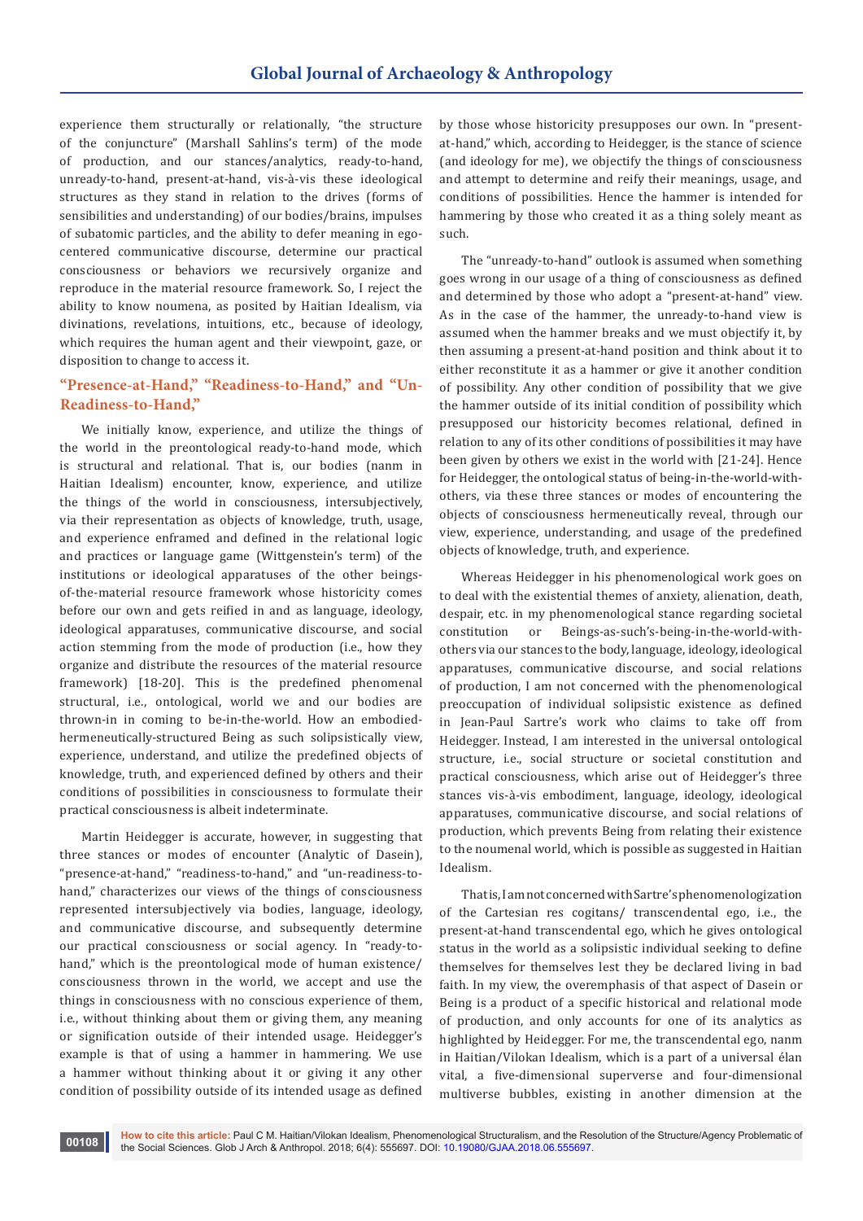experience them structurally or relationally, "the structure of the conjuncture" (Marshall Sahlins's term) of the mode of production, and our stances/analytics, ready-to-hand, unready-to-hand, present-at-hand, vis-à-vis these ideological structures as they stand in relation to the drives (forms of sensibilities and understanding) of our bodies/brains, impulses of subatomic particles, and the ability to defer meaning in ego-centered communicative discourse, determine our practical consciousness or behaviors we recursively organize and reproduce in the material resource framework. So, I reject the ability to know noumena, as posited by Haitian Idealism, via divinations, revelations, intuitions, etc., because of ideology, which requires the human agent and their viewpoint, gaze, or disposition to change to access it.

## "Presence-at-Hand," "Readiness-to-Hand," and "Un-Readiness-to-Hand,"

We initially know, experience, and utilize the things of the world in the preontological ready-to-hand mode, which is structural and relational. That is, our bodies (nanm in Haitian Idealism) encounter, know, experience, and utilize the things of the world in consciousness, intersubjectively, via their representation as objects of knowledge, truth, usage, and experience enframed and defined in the relational logic and practices or language game (Wittgenstein's term) of the institutions or ideological apparatuses of the other beings-of-the-material resource framework whose historicity comes before our own and gets reified in and as language, ideology, ideological apparatuses, communicative discourse, and social action stemming from the mode of production (i.e., how they organize and distribute the resources of the material resource framework) [18-20]. This is the predefined phenomenal structural, i.e., ontological, world we and our bodies are thrown-in in coming to be-in-the-world. How an embodied-hermeneutically-structured Being as such solipsistically view, experience, understand, and utilize the predefined objects of knowledge, truth, and experienced defined by others and their conditions of possibilities in consciousness to formulate their practical consciousness is albeit indeterminate.

Martin Heidegger is accurate, however, in suggesting that three stances or modes of encounter (Analytic of Dasein), "presence-at-hand," "readiness-to-hand," and "un-readiness-to-hand," characterizes our views of the things of consciousness represented intersubjectively via bodies, language, ideology, and communicative discourse, and subsequently determine our practical consciousness or social agency. In "ready-to-hand," which is the preontological mode of human existence/consciousness thrown in the world, we accept and use the things in consciousness with no conscious experience of them, i.e., without thinking about them or giving them, any meaning or signification outside of their intended usage. Heidegger's example is that of using a hammer in hammering. We use a hammer without thinking about it or giving it any other condition of possibility outside of its intended usage as defined by those whose historicity presupposes our own. In "present-at-hand," which, according to Heidegger, is the stance of science (and ideology for me), we objectify the things of consciousness and attempt to determine and reify their meanings, usage, and conditions of possibilities. Hence the hammer is intended for hammering by those who created it as a thing solely meant as such.

The "unready-to-hand" outlook is assumed when something goes wrong in our usage of a thing of consciousness as defined and determined by those who adopt a "present-at-hand" view. As in the case of the hammer, the unready-to-hand view is assumed when the hammer breaks and we must objectify it, by then assuming a present-at-hand position and think about it to either reconstitute it as a hammer or give it another condition of possibility. Any other condition of possibility that we give the hammer outside of its initial condition of possibility which presupposed our historicity becomes relational, defined in relation to any of its other conditions of possibilities it may have been given by others we exist in the world with [21-24]. Hence for Heidegger, the ontological status of being-in-the-world-with-others, via these three stances or modes of encountering the objects of consciousness hermeneutically reveal, through our view, experience, understanding, and usage of the predefined objects of knowledge, truth, and experience.

Whereas Heidegger in his phenomenological work goes on to deal with the existential themes of anxiety, alienation, death, despair, etc. in my phenomenological stance regarding societal constitution or Beings-as-such's-being-in-the-world-with-others via our stances to the body, language, ideology, ideological apparatuses, communicative discourse, and social relations of production, I am not concerned with the phenomenological preoccupation of individual solipsistic existence as defined in Jean-Paul Sartre's work who claims to take off from Heidegger. Instead, I am interested in the universal ontological structure, i.e., social structure or societal constitution and practical consciousness, which arise out of Heidegger's three stances vis-à-vis embodiment, language, ideology, ideological apparatuses, communicative discourse, and social relations of production, which prevents Being from relating their existence to the noumenal world, which is possible as suggested in Haitian Idealism.

That is, I am not concerned with Sartre's phenomenologization of the Cartesian res cogitans/ transcendental ego, i.e., the present-at-hand transcendental ego, which he gives ontological status in the world as a solipsistic individual seeking to define themselves for themselves lest they be declared living in bad faith. In my view, the overemphasis of that aspect of Dasein or Being is a product of a specific historical and relational mode of production, and only accounts for one of its analytics as highlighted by Heidegger. For me, the transcendental ego, nanm in Haitian/Vilokan Idealism, which is a part of a universal élan vital, a five-dimensional superverse and four-dimensional multiverse bubbles, existing in another dimension at the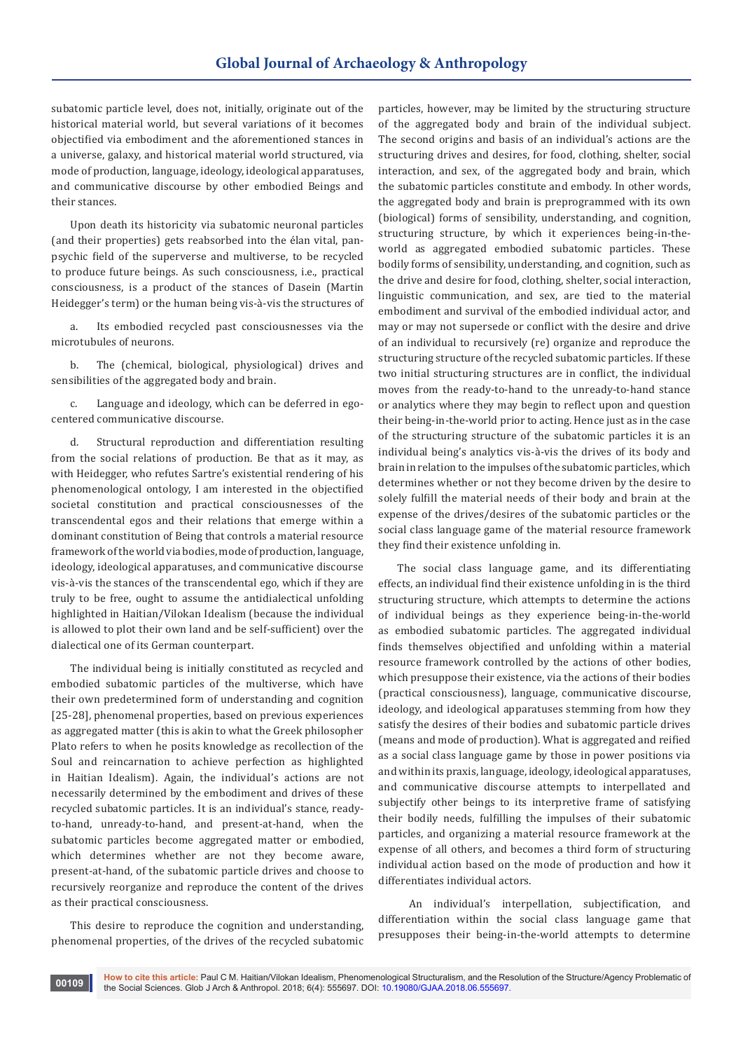subatomic particle level, does not, initially, originate out of the historical material world, but several variations of it becomes objectified via embodiment and the aforementioned stances in a universe, galaxy, and historical material world structured, via mode of production, language, ideology, ideological apparatuses, and communicative discourse by other embodied Beings and their stances.

Upon death its historicity via subatomic neuronal particles (and their properties) gets reabsorbed into the élan vital, pan-psychic field of the superverse and multiverse, to be recycled to produce future beings. As such consciousness, i.e., practical consciousness, is a product of the stances of Dasein (Martin Heidegger's term) or the human being vis-à-vis the structures of

a. Its embodied recycled past consciousnesses via the microtubules of neurons.

b. The (chemical, biological, physiological) drives and sensibilities of the aggregated body and brain.

c. Language and ideology, which can be deferred in ego-centered communicative discourse.

d. Structural reproduction and differentiation resulting from the social relations of production. Be that as it may, as with Heidegger, who refutes Sartre's existential rendering of his phenomenological ontology, I am interested in the objectified societal constitution and practical consciousnesses of the transcendental egos and their relations that emerge within a dominant constitution of Being that controls a material resource framework of the world via bodies, mode of production, language, ideology, ideological apparatuses, and communicative discourse vis-à-vis the stances of the transcendental ego, which if they are truly to be free, ought to assume the antidialectical unfolding highlighted in Haitian/Vilokan Idealism (because the individual is allowed to plot their own land and be self-sufficient) over the dialectical one of its German counterpart.

The individual being is initially constituted as recycled and embodied subatomic particles of the multiverse, which have their own predetermined form of understanding and cognition [25-28], phenomenal properties, based on previous experiences as aggregated matter (this is akin to what the Greek philosopher Plato refers to when he posits knowledge as recollection of the Soul and reincarnation to achieve perfection as highlighted in Haitian Idealism). Again, the individual's actions are not necessarily determined by the embodiment and drives of these recycled subatomic particles. It is an individual's stance, ready-to-hand, unready-to-hand, and present-at-hand, when the subatomic particles become aggregated matter or embodied, which determines whether are not they become aware, present-at-hand, of the subatomic particle drives and choose to recursively reorganize and reproduce the content of the drives as their practical consciousness.

This desire to reproduce the cognition and understanding, phenomenal properties, of the drives of the recycled subatomic particles, however, may be limited by the structuring structure of the aggregated body and brain of the individual subject. The second origins and basis of an individual's actions are the structuring drives and desires, for food, clothing, shelter, social interaction, and sex, of the aggregated body and brain, which the subatomic particles constitute and embody. In other words, the aggregated body and brain is preprogrammed with its own (biological) forms of sensibility, understanding, and cognition, structuring structure, by which it experiences being-in-the-world as aggregated embodied subatomic particles. These bodily forms of sensibility, understanding, and cognition, such as the drive and desire for food, clothing, shelter, social interaction, linguistic communication, and sex, are tied to the material embodiment and survival of the embodied individual actor, and may or may not supersede or conflict with the desire and drive of an individual to recursively (re) organize and reproduce the structuring structure of the recycled subatomic particles. If these two initial structuring structures are in conflict, the individual moves from the ready-to-hand to the unready-to-hand stance or analytics where they may begin to reflect upon and question their being-in-the-world prior to acting. Hence just as in the case of the structuring structure of the subatomic particles it is an individual being's analytics vis-à-vis the drives of its body and brain in relation to the impulses of the subatomic particles, which determines whether or not they become driven by the desire to solely fulfill the material needs of their body and brain at the expense of the drives/desires of the subatomic particles or the social class language game of the material resource framework they find their existence unfolding in.

The social class language game, and its differentiating effects, an individual find their existence unfolding in is the third structuring structure, which attempts to determine the actions of individual beings as they experience being-in-the-world as embodied subatomic particles. The aggregated individual finds themselves objectified and unfolding within a material resource framework controlled by the actions of other bodies, which presuppose their existence, via the actions of their bodies (practical consciousness), language, communicative discourse, ideology, and ideological apparatuses stemming from how they satisfy the desires of their bodies and subatomic particle drives (means and mode of production). What is aggregated and reified as a social class language game by those in power positions via and within its praxis, language, ideology, ideological apparatuses, and communicative discourse attempts to interpellated and subjectify other beings to its interpretive frame of satisfying their bodily needs, fulfilling the impulses of their subatomic particles, and organizing a material resource framework at the expense of all others, and becomes a third form of structuring individual action based on the mode of production and how it differentiates individual actors.

An individual's interpellation, subjectification, and differentiation within the social class language game that presupposes their being-in-the-world attempts to determine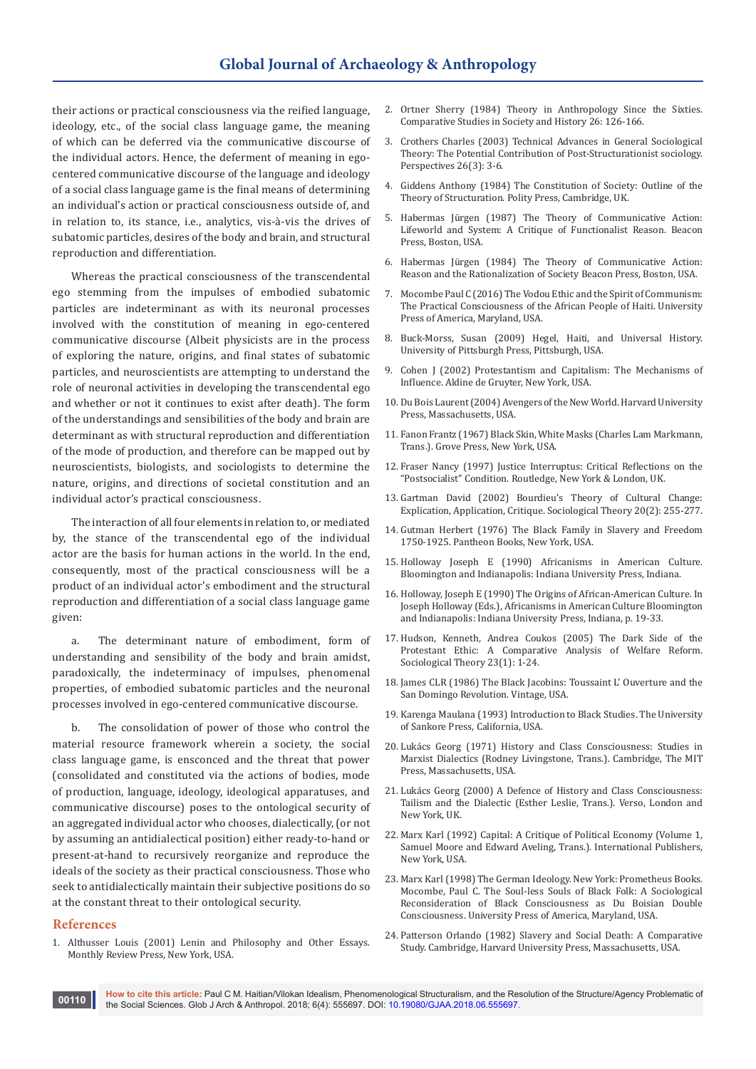their actions or practical consciousness via the reified language, ideology, etc., of the social class language game, the meaning of which can be deferred via the communicative discourse of the individual actors. Hence, the deferment of meaning in ego-centered communicative discourse of the language and ideology of a social class language game is the final means of determining an individual's action or practical consciousness outside of, and in relation to, its stance, i.e., analytics, vis-à-vis the drives of subatomic particles, desires of the body and brain, and structural reproduction and differentiation.

Whereas the practical consciousness of the transcendental ego stemming from the impulses of embodied subatomic particles are indeterminant as with its neuronal processes involved with the constitution of meaning in ego-centered communicative discourse (Albeit physicists are in the process of exploring the nature, origins, and final states of subatomic particles, and neuroscientists are attempting to understand the role of neuronal activities in developing the transcendental ego and whether or not it continues to exist after death). The form of the understandings and sensibilities of the body and brain are determinant as with structural reproduction and differentiation of the mode of production, and therefore can be mapped out by neuroscientists, biologists, and sociologists to determine the nature, origins, and directions of societal constitution and an individual actor's practical consciousness.

The interaction of all four elements in relation to, or mediated by, the stance of the transcendental ego of the individual actor are the basis for human actions in the world. In the end, consequently, most of the practical consciousness will be a product of an individual actor's embodiment and the structural reproduction and differentiation of a social class language game given:

a. The determinant nature of embodiment, form of understanding and sensibility of the body and brain amidst, paradoxically, the indeterminacy of impulses, phenomenal properties, of embodied subatomic particles and the neuronal processes involved in ego-centered communicative discourse.

b. The consolidation of power of those who control the material resource framework wherein a society, the social class language game, is ensconced and the threat that power (consolidated and constituted via the actions of bodies, mode of production, language, ideology, ideological apparatuses, and communicative discourse) poses to the ontological security of an aggregated individual actor who chooses, dialectically, (or not by assuming an antidialectical position) either ready-to-hand or present-at-hand to recursively reorganize and reproduce the ideals of the society as their practical consciousness. Those who seek to antidialectically maintain their subjective positions do so at the constant threat to their ontological security.

## References

1. Althusser Louis (2001) Lenin and Philosophy and Other Essays. Monthly Review Press, New York, USA.
2. Ortner Sherry (1984) Theory in Anthropology Since the Sixties. Comparative Studies in Society and History 26: 126-166.
3. Crothers Charles (2003) Technical Advances in General Sociological Theory: The Potential Contribution of Post-Structurationist sociology. Perspectives 26(3): 3-6.
4. Giddens Anthony (1984) The Constitution of Society: Outline of the Theory of Structuration. Polity Press, Cambridge, UK.
5. Habermas Jürgen (1987) The Theory of Communicative Action: Lifeworld and System: A Critique of Functionalist Reason. Beacon Press, Boston, USA.
6. Habermas Jürgen (1984) The Theory of Communicative Action: Reason and the Rationalization of Society Beacon Press, Boston, USA.
7. Mocombe Paul C (2016) The Vodou Ethic and the Spirit of Communism: The Practical Consciousness of the African People of Haiti. University Press of America, Maryland, USA.
8. Buck-Morss, Susan (2009) Hegel, Haiti, and Universal History. University of Pittsburgh Press, Pittsburgh, USA.
9. Cohen J (2002) Protestantism and Capitalism: The Mechanisms of Influence. Aldine de Gruyter, New York, USA.
10. Du Bois Laurent (2004) Avengers of the New World. Harvard University Press, Massachusetts, USA.
11. Fanon Frantz (1967) Black Skin, White Masks (Charles Lam Markmann, Trans.). Grove Press, New York, USA.
12. Fraser Nancy (1997) Justice Interruptus: Critical Reflections on the "Postsocialist" Condition. Routledge, New York & London, UK.
13. Gartman David (2002) Bourdieu's Theory of Cultural Change: Explication, Application, Critique. Sociological Theory 20(2): 255-277.
14. Gutman Herbert (1976) The Black Family in Slavery and Freedom 1750-1925. Pantheon Books, New York, USA.
15. Holloway Joseph E (1990) Africanisms in American Culture. Bloomington and Indianapolis: Indiana University Press, Indiana.
16. Holloway, Joseph E (1990) The Origins of African-American Culture. In Joseph Holloway (Eds.), Africanisms in American Culture Bloomington and Indianapolis: Indiana University Press, Indiana, p. 19-33.
17. Hudson, Kenneth, Andrea Coukos (2005) The Dark Side of the Protestant Ethic: A Comparative Analysis of Welfare Reform. Sociological Theory 23(1): 1-24.
18. James CLR (1986) The Black Jacobins: Toussaint L' Ouverture and the San Domingo Revolution. Vintage, USA.
19. Karenga Maulana (1993) Introduction to Black Studies. The University of Sankore Press, California, USA.
20. Lukács Georg (1971) History and Class Consciousness: Studies in Marxist Dialectics (Rodney Livingstone, Trans.). Cambridge, The MIT Press, Massachusetts, USA.
21. Lukács Georg (2000) A Defence of History and Class Consciousness: Tailism and the Dialectic (Esther Leslie, Trans.). Verso, London and New York, UK.
22. Marx Karl (1992) Capital: A Critique of Political Economy (Volume 1, Samuel Moore and Edward Aveling, Trans.). International Publishers, New York, USA.
23. Marx Karl (1998) The German Ideology. New York: Prometheus Books. Mocombe, Paul C. The Soul-less Souls of Black Folk: A Sociological Reconsideration of Black Consciousness as Du Boisian Double Consciousness. University Press of America, Maryland, USA.
24. Patterson Orlando (1982) Slavery and Social Death: A Comparative Study. Cambridge, Harvard University Press, Massachusetts, USA.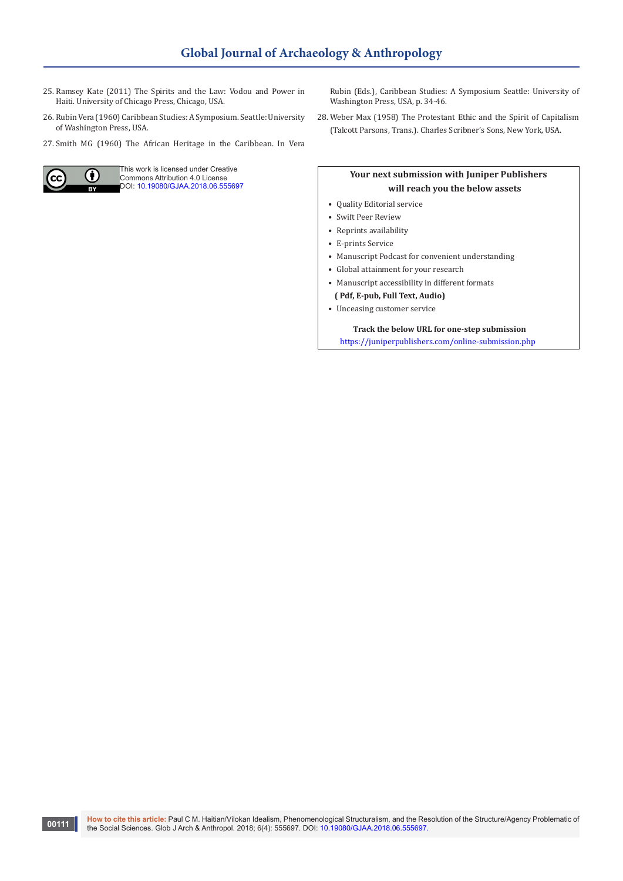25. Ramsey Kate (2011) The Spirits and the Law: Vodou and Power in Haiti. University of Chicago Press, Chicago, USA.
26. Rubin Vera (1960) Caribbean Studies: A Symposium. Seattle: University of Washington Press, USA.
27. Smith MG (1960) The African Heritage in the Caribbean. In Vera Rubin (Eds.), Caribbean Studies: A Symposium Seattle: University of Washington Press, USA, p. 34-46.
28. Weber Max (1958) The Protestant Ethic and the Spirit of Capitalism (Talcott Parsons, Trans.). Charles Scribner's Sons, New York, USA.

This work is licensed under Creative Commons Attribution 4.0 License
DOI: 10.19080/GJAA.2018.06.555697

**Your next submission with Juniper Publishers will reach you the below assets**

- Quality Editorial service
- Swift Peer Review
- Reprints availability
- E-prints Service
- Manuscript Podcast for convenient understanding
- Global attainment for your research
- Manuscript accessibility in different formats

**( Pdf, E-pub, Full Text, Audio)**

- Unceasing customer service

**Track the below URL for one-step submission**
https://juniperpublishers.com/online-submission.php

**How to cite this article:** Paul C M. Haitian/Vilokan Idealism, Phenomenological Structuralism, and the Resolution of the Structure/Agency Problematic of the Social Sciences. Glob J Arch & Anthropol. 2018; 6(4): 555697. DOI: 10.19080/GJAA.2018.06.555697.